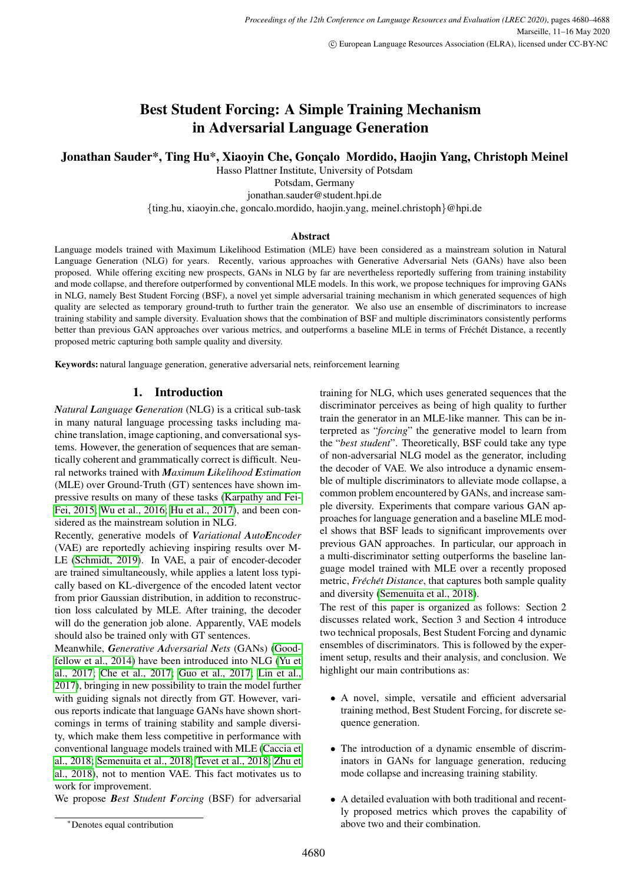# Best Student Forcing: A Simple Training Mechanism in Adversarial Language Generation

**Jonathan Sauder*, Ting Hu*, Xiaoyin Che, Gonçalo Mordido, Haojin Yang, Christoph Meinel**

Hasso Plattner Institute, University of Potsdam
Potsdam, Germany
jonathan.sauder@student.hpi.de
{ting.hu, xiaoyin.che, goncalo.mordido, haojin.yang, meinel.christoph}@hpi.de

### Abstract

Language models trained with Maximum Likelihood Estimation (MLE) have been considered as a mainstream solution in Natural Language Generation (NLG) for years. Recently, various approaches with Generative Adversarial Nets (GANs) have also been proposed. While offering exciting new prospects, GANs in NLG by far are nevertheless reportedly suffering from training instability and mode collapse, and therefore outperformed by conventional MLE models. In this work, we propose techniques for improving GANs in NLG, namely Best Student Forcing (BSF), a novel yet simple adversarial training mechanism in which generated sequences of high quality are selected as temporary ground-truth to further train the generator. We also use an ensemble of discriminators to increase training stability and sample diversity. Evaluation shows that the combination of BSF and multiple discriminators consistently performs better than previous GAN approaches over various metrics, and outperforms a baseline MLE in terms of Fréchét Distance, a recently proposed metric capturing both sample quality and diversity.

**Keywords:** natural language generation, generative adversarial nets, reinforcement learning

## 1. Introduction

***N**atural **L**anguage **G**eneration* (NLG) is a critical sub-task in many natural language processing tasks including machine translation, image captioning, and conversational systems. However, the generation of sequences that are semantically coherent and grammatically correct is difficult. Neural networks trained with ***M**aximum **L**ikelihood **E**stimation* (MLE) over Ground-Truth (GT) sentences have shown impressive results on many of these tasks (Karpathy and Fei-Fei, 2015; Wu et al., 2016; Hu et al., 2017), and been considered as the mainstream solution in NLG.

Recently, generative models of ***V**ariational **A**uto**E**ncoder* (VAE) are reportedly achieving inspiring results over M-LE (Schmidt, 2019). In VAE, a pair of encoder-decoder are trained simultaneously, while applies a latent loss typically based on KL-divergence of the encoded latent vector from prior Gaussian distribution, in addition to reconstruction loss calculated by MLE. After training, the decoder will do the generation job alone. Apparently, VAE models should also be trained only with GT sentences.

Meanwhile, ***G**enerative **A**dversarial **N**ets* (GANs) (Goodfellow et al., 2014) have been introduced into NLG (Yu et al., 2017; Che et al., 2017; Guo et al., 2017; Lin et al., 2017), bringing in new possibility to train the model further with guiding signals not directly from GT. However, various reports indicate that language GANs have shown shortcomings in terms of training stability and sample diversity, which make them less competitive in performance with conventional language models trained with MLE (Caccia et al., 2018; Semenuita et al., 2018; Tevet et al., 2018; Zhu et al., 2018), not to mention VAE. This fact motivates us to work for improvement.

We propose ***B**est **S**tudent **F**orcing* (BSF) for adversarial training for NLG, which uses generated sequences that the discriminator perceives as being of high quality to further train the generator in an MLE-like manner. This can be interpreted as "*forcing*" the generative model to learn from the "*best student*". Theoretically, BSF could take any type of non-adversarial NLG model as the generator, including the decoder of VAE. We also introduce a dynamic ensemble of multiple discriminators to alleviate mode collapse, a common problem encountered by GANs, and increase sample diversity. Experiments that compare various GAN approaches for language generation and a baseline MLE model shows that BSF leads to significant improvements over previous GAN approaches. In particular, our approach in a multi-discriminator setting outperforms the baseline language model trained with MLE over a recently proposed metric, *Fréchét Distance*, that captures both sample quality and diversity (Semenuita et al., 2018).

The rest of this paper is organized as follows: Section 2 discusses related work, Section 3 and Section 4 introduce two technical proposals, Best Student Forcing and dynamic ensembles of discriminators. This is followed by the experiment setup, results and their analysis, and conclusion. We highlight our main contributions as:

- A novel, simple, versatile and efficient adversarial training method, Best Student Forcing, for discrete sequence generation.
- The introduction of a dynamic ensemble of discriminators in GANs for language generation, reducing mode collapse and increasing training stability.
- A detailed evaluation with both traditional and recently proposed metrics which proves the capability of above two and their combination.

*Denotes equal contribution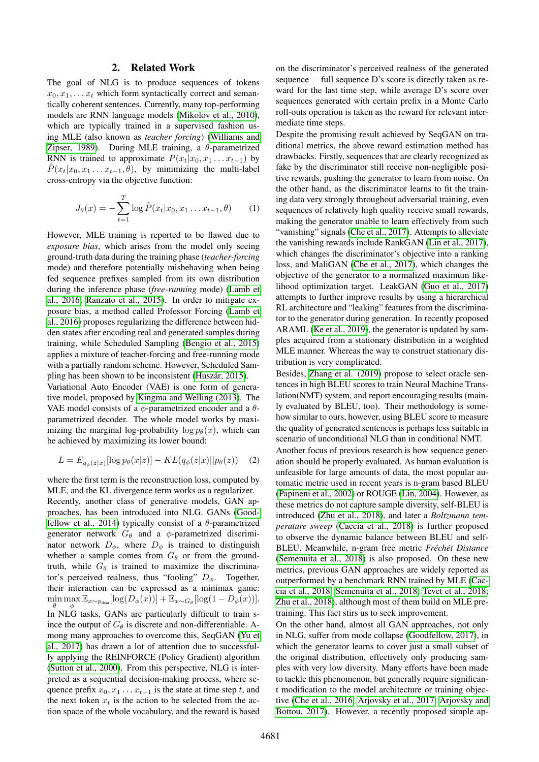## 2. Related Work

The goal of NLG is to produce sequences of tokens $x_0, x_1, \ldots x_t$ which form syntactically correct and semantically coherent sentences. Currently, many top-performing models are RNN language models (Mikolov et al., 2010), which are typically trained in a supervised fashion using MLE (also known as *teacher forcing*) (Williams and Zipser, 1989). During MLE training, a $\theta$-parametrized RNN is trained to approximate $P(x_t|x_0, x_1 \ldots x_{t-1})$ by $\hat{P}(x_t|x_0, x_1 \ldots x_{t-1}, \theta)$, by minimizing the multi-label cross-entropy via the objective function:

$$J_\theta(x) = -\sum_{t=1}^{T} \log \hat{P}(x_t|x_0, x_1 \ldots x_{t-1}, \theta) \qquad (1)$$

However, MLE training is reported to be flawed due to *exposure bias*, which arises from the model only seeing ground-truth data during the training phase (*teacher-forcing* mode) and therefore potentially misbehaving when being fed sequence prefixes sampled from its own distribution during the inference phase (*free-running* mode) (Lamb et al., 2016; Ranzato et al., 2015). In order to mitigate exposure bias, a method called Professor Forcing (Lamb et al., 2016) proposes regularizing the difference between hidden states after encoding real and generated samples during training, while Scheduled Sampling (Bengio et al., 2015) applies a mixture of teacher-forcing and free-running mode with a partially random scheme. However, Scheduled Sampling has been shown to be inconsistent (Huszár, 2015).

Variational Auto Encoder (VAE) is one form of generative model, proposed by Kingma and Welling (2013). The VAE model consists of a $\phi$-parametrized encoder and a $\theta$-parametrized decoder. The whole model works by maximizing the marginal log-probability $\log p_\theta(x)$, which can be achieved by maximizing its lower bound:

$$L = E_{q_\phi(z|x)}[\log p_\theta(x|z)] - KL(q_\phi(z|x)||p_\theta(z)) \qquad (2)$$

where the first term is the reconstruction loss, computed by MLE, and the KL divergence term works as a regularizer.

Recently, another class of generative models, GAN approaches, has been introduced into NLG. GANs (Goodfellow et al., 2014) typically consist of a $\theta$-parametrized generator network $G_\theta$ and a $\phi$-parametrized discriminator network $D_\phi$, where $D_\phi$ is trained to distinguish whether a sample comes from $G_\theta$ or from the ground-truth, while $G_\theta$ is trained to maximize the discriminator's perceived realness, thus "fooling" $D_\phi$. Together, their interaction can be expressed as a minimax game: $\min\limits_\theta \max\limits_\phi \mathbb{E}_{x\sim p_{\text{data}}}[\log(D_\phi(x))] + \mathbb{E}_{x\sim G_\theta}[\log(1 - D_\phi(x))]$.

In NLG tasks, GANs are particularly difficult to train since the output of $G_\theta$ is discrete and non-differentiable. Among many approaches to overcome this, SeqGAN (Yu et al., 2017) has drawn a lot of attention due to successfully applying the REINFORCE (Policy Gradient) algorithm (Sutton et al., 2000). From this perspective, NLG is interpreted as a sequential decision-making process, where sequence prefix $x_0, x_1 \ldots x_{t-1}$ is the state at time step $t$, and the next token $x_t$ is the action to be selected from the action space of the whole vocabulary, and the reward is based on the discriminator's perceived realness of the generated sequence − full sequence D's score is directly taken as reward for the last time step, while average D's score over sequences generated with certain prefix in a Monte Carlo roll-outs operation is taken as the reward for relevant intermediate time steps.

Despite the promising result achieved by SeqGAN on traditional metrics, the above reward estimation method has drawbacks. Firstly, sequences that are clearly recognized as fake by the discriminator still receive non-negligible positive rewards, pushing the generator to learn from noise. On the other hand, as the discriminator learns to fit the training data very strongly throughout adversarial training, even sequences of relatively high quality receive small rewards, making the generator unable to learn effectively from such "vanishing" signals (Che et al., 2017). Attempts to alleviate the vanishing rewards include RankGAN (Lin et al., 2017), which changes the discriminator's objective into a ranking loss, and MaliGAN (Che et al., 2017), which changes the objective of the generator to a normalized maximum likelihood optimization target. LeakGAN (Guo et al., 2017) attempts to further improve results by using a hierarchical RL architecture and "leaking" features from the discriminator to the generator during generation. In recently proposed ARAML (Ke et al., 2019), the generator is updated by samples acquired from a stationary distribution in a weighted MLE manner. Whereas the way to construct stationary distribution is very complicated.

Besides, Zhang et al. (2019) propose to select oracle sentences in high BLEU scores to train Neural Machine Translation(NMT) system, and report encouraging results (mainly evaluated by BLEU, too). Their methodology is somehow similar to ours, however, using BLEU score to measure the quality of generated sentences is perhaps less suitable in scenario of unconditional NLG than in conditional NMT.

Another focus of previous research is how sequence generation should be properly evaluated. As human evaluation is unfeasible for large amounts of data, the most popular automatic metric used in recent years is n-gram based BLEU (Papineni et al., 2002) or ROUGE (Lin, 2004). However, as these metrics do not capture sample diversity, self-BLEU is introduced (Zhu et al., 2018), and later a *Boltzmann temperature sweep* (Caccia et al., 2018) is further proposed to observe the dynamic balance between BLEU and self-BLEU. Meanwhile, n-gram free metric *Fréchét Distance* (Semenuita et al., 2018) is also proposed. On these new metrics, previous GAN approaches are widely reported as outperformed by a benchmark RNN trained by MLE (Caccia et al., 2018; Semenuita et al., 2018; Tevet et al., 2018; Zhu et al., 2018), although most of them build on MLE pretraining. This fact stirs us to seek improvement.

On the other hand, almost all GAN approaches, not only in NLG, suffer from mode collapse (Goodfellow, 2017), in which the generator learns to cover just a small subset of the original distribution, effectively only producing samples with very low diversity. Many efforts have been made to tackle this phenomenon, but generally require significant modification to the model architecture or training objective (Che et al., 2016; Arjovsky et al., 2017; Arjovsky and Bottou, 2017). However, a recently proposed simple ap-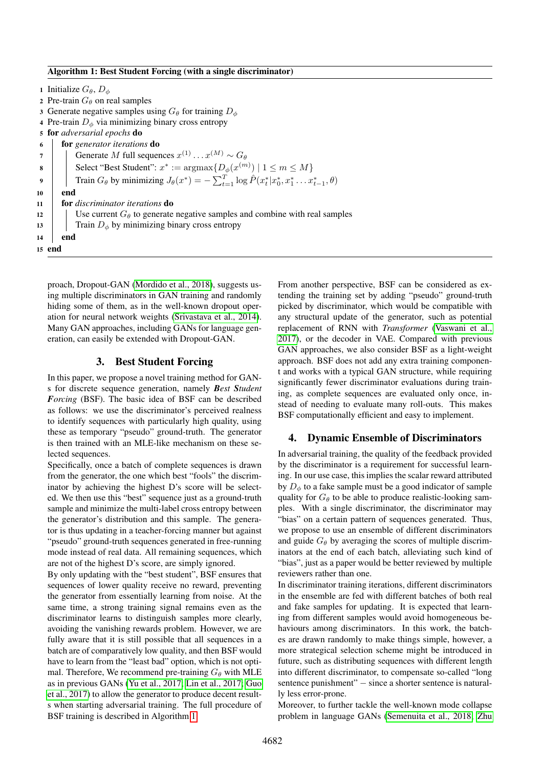**Algorithm 1: Best Student Forcing (with a single discriminator)**

```
1  Initialize G_θ, D_φ
2  Pre-train G_θ on real samples
3  Generate negative samples using G_θ for training D_φ
4  Pre-train D_φ via minimizing binary cross entropy
5  for adversarial epochs do
6      for generator iterations do
7          Generate M full sequences x^(1) ... x^(M) ~ G_θ
8          Select "Best Student": x* := argmax{D_φ(x^(m)) | 1 ≤ m ≤ M}
9          Train G_θ by minimizing J_θ(x*) = − Σ_{t=1}^{T} log P̂(x*_t | x*_0, x*_1 ... x*_{t−1}, θ)
10     end
11     for discriminator iterations do
12         Use current G_θ to generate negative samples and combine with real samples
13         Train D_φ by minimizing binary cross entropy
14     end
15 end
```

proach, Dropout-GAN (Mordido et al., 2018), suggests using multiple discriminators in GAN training and randomly hiding some of them, as in the well-known dropout operation for neural network weights (Srivastava et al., 2014). Many GAN approaches, including GANs for language generation, can easily be extended with Dropout-GAN.

## 3. Best Student Forcing

In this paper, we propose a novel training method for GANs for discrete sequence generation, namely ***Best Student Forcing*** (BSF). The basic idea of BSF can be described as follows: we use the discriminator's perceived realness to identify sequences with particularly high quality, using these as temporary "pseudo" ground-truth. The generator is then trained with an MLE-like mechanism on these selected sequences.

Specifically, once a batch of complete sequences is drawn from the generator, the one which best "fools" the discriminator by achieving the highest D's score will be selected. We then use this "best" sequence just as a ground-truth sample and minimize the multi-label cross entropy between the generator's distribution and this sample. The generator is thus updating in a teacher-forcing manner but against "pseudo" ground-truth sequences generated in free-running mode instead of real data. All remaining sequences, which are not of the highest D's score, are simply ignored.

By only updating with the "best student", BSF ensures that sequences of lower quality receive no reward, preventing the generator from essentially learning from noise. At the same time, a strong training signal remains even as the discriminator learns to distinguish samples more clearly, avoiding the vanishing rewards problem. However, we are fully aware that it is still possible that all sequences in a batch are of comparatively low quality, and then BSF would have to learn from the "least bad" option, which is not optimal. Therefore, We recommend pre-training $G_\theta$ with MLE as in previous GANs (Yu et al., 2017; Lin et al., 2017; Guo et al., 2017) to allow the generator to produce decent results when starting adversarial training. The full procedure of BSF training is described in Algorithm 1.

From another perspective, BSF can be considered as extending the training set by adding "pseudo" ground-truth picked by discriminator, which would be compatible with any structural update of the generator, such as potential replacement of RNN with *Transformer* (Vaswani et al., 2017), or the decoder in VAE. Compared with previous GAN approaches, we also consider BSF as a light-weight approach. BSF does not add any extra training component and works with a typical GAN structure, while requiring significantly fewer discriminator evaluations during training, as complete sequences are evaluated only once, instead of needing to evaluate many roll-outs. This makes BSF computationally efficient and easy to implement.

## 4. Dynamic Ensemble of Discriminators

In adversarial training, the quality of the feedback provided by the discriminator is a requirement for successful learning. In our use case, this implies the scalar reward attributed by $D_\phi$ to a fake sample must be a good indicator of sample quality for $G_\theta$ to be able to produce realistic-looking samples. With a single discriminator, the discriminator may "bias" on a certain pattern of sequences generated. Thus, we propose to use an ensemble of different discriminators and guide $G_\theta$ by averaging the scores of multiple discriminators at the end of each batch, alleviating such kind of "bias", just as a paper would be better reviewed by multiple reviewers rather than one.

In discriminator training iterations, different discriminators in the ensemble are fed with different batches of both real and fake samples for updating. It is expected that learning from different samples would avoid homogeneous behaviours among discriminators. In this work, the batches are drawn randomly to make things simple, however, a more strategical selection scheme might be introduced in future, such as distributing sequences with different length into different discriminator, to compensate so-called "long sentence punishment" – since a shorter sentence is naturally less error-prone.

Moreover, to further tackle the well-known mode collapse problem in language GANs (Semenuita et al., 2018; Zhu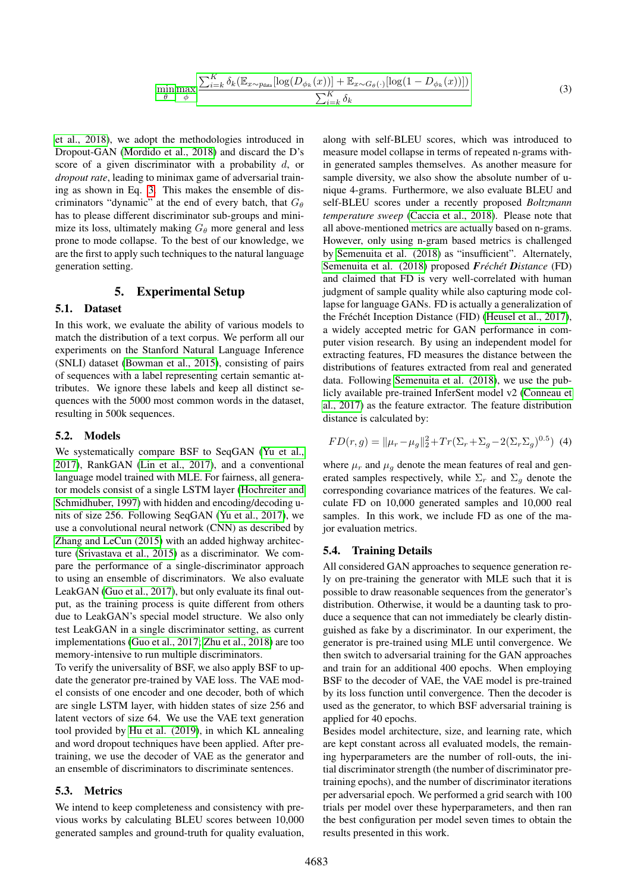$$\min_{\theta} \max_{\phi} \frac{\sum_{i=k}^{K} \delta_k (\mathbb{E}_{x \sim p_{\text{data}}}[\log(D_{\phi_k}(x))] + \mathbb{E}_{x \sim G_\theta(\cdot)}[\log(1 - D_{\phi_k}(x))])}{\sum_{i=k}^{K} \delta_k} \tag{3}$$

et al., 2018), we adopt the methodologies introduced in Dropout-GAN (Mordido et al., 2018) and discard the D's score of a given discriminator with a probability $d$, or *dropout rate*, leading to minimax game of adversarial training as shown in Eq. 3. This makes the ensemble of discriminators "dynamic" at the end of every batch, that $G_\theta$ has to please different discriminator sub-groups and minimize its loss, ultimately making $G_\theta$ more general and less prone to mode collapse. To the best of our knowledge, we are the first to apply such techniques to the natural language generation setting.

## 5. Experimental Setup

### 5.1. Dataset

In this work, we evaluate the ability of various models to match the distribution of a text corpus. We perform all our experiments on the Stanford Natural Language Inference (SNLI) dataset (Bowman et al., 2015), consisting of pairs of sequences with a label representing certain semantic attributes. We ignore these labels and keep all distinct sequences with the 5000 most common words in the dataset, resulting in 500k sequences.

### 5.2. Models

We systematically compare BSF to SeqGAN (Yu et al., 2017), RankGAN (Lin et al., 2017), and a conventional language model trained with MLE. For fairness, all generator models consist of a single LSTM layer (Hochreiter and Schmidhuber, 1997) with hidden and encoding/decoding units of size 256. Following SeqGAN (Yu et al., 2017), we use a convolutional neural network (CNN) as described by Zhang and LeCun (2015) with an added highway architecture (Srivastava et al., 2015) as a discriminator. We compare the performance of a single-discriminator approach to using an ensemble of discriminators. We also evaluate LeakGAN (Guo et al., 2017), but only evaluate its final output, as the training process is quite different from others due to LeakGAN's special model structure. We also only test LeakGAN in a single discriminator setting, as current implementations (Guo et al., 2017; Zhu et al., 2018) are too memory-intensive to run multiple discriminators.

To verify the universality of BSF, we also apply BSF to update the generator pre-trained by VAE loss. The VAE model consists of one encoder and one decoder, both of which are single LSTM layer, with hidden states of size 256 and latent vectors of size 64. We use the VAE text generation tool provided by Hu et al. (2019), in which KL annealing and word dropout techniques have been applied. After pre-training, we use the decoder of VAE as the generator and an ensemble of discriminators to discriminate sentences.

### 5.3. Metrics

We intend to keep completeness and consistency with previous works by calculating BLEU scores between 10,000 generated samples and ground-truth for quality evaluation, along with self-BLEU scores, which was introduced to measure model collapse in terms of repeated n-grams within generated samples themselves. As another measure for sample diversity, we also show the absolute number of unique 4-grams. Furthermore, we also evaluate BLEU and self-BLEU scores under a recently proposed *Boltzmann temperature sweep* (Caccia et al., 2018). Please note that all above-mentioned metrics are actually based on n-grams. However, only using n-gram based metrics is challenged by Semenuita et al. (2018) as "insufficient". Alternately, Semenuita et al. (2018) proposed ***Fréchét Distance*** (FD) and claimed that FD is very well-correlated with human judgment of sample quality while also capturing mode collapse for language GANs. FD is actually a generalization of the Fréchet Inception Distance (FID) (Heusel et al., 2017), a widely accepted metric for GAN performance in computer vision research. By using an independent model for extracting features, FD measures the distance between the distributions of features extracted from real and generated data. Following Semenuita et al. (2018), we use the publicly available pre-trained InferSent model v2 (Conneau et al., 2017) as the feature extractor. The feature distribution distance is calculated by:

$$FD(r, g) = \|\mu_r - \mu_g\|_2^2 + Tr(\Sigma_r + \Sigma_g - 2(\Sigma_r \Sigma_g)^{0.5}) \tag{4}$$

where $\mu_r$ and $\mu_g$ denote the mean features of real and generated samples respectively, while $\Sigma_r$ and $\Sigma_g$ denote the corresponding covariance matrices of the features. We calculate FD on 10,000 generated samples and 10,000 real samples. In this work, we include FD as one of the major evaluation metrics.

### 5.4. Training Details

All considered GAN approaches to sequence generation rely on pre-training the generator with MLE such that it is possible to draw reasonable sequences from the generator's distribution. Otherwise, it would be a daunting task to produce a sequence that can not immediately be clearly distinguished as fake by a discriminator. In our experiment, the generator is pre-trained using MLE until convergence. We then switch to adversarial training for the GAN approaches and train for an additional 400 epochs. When employing BSF to the decoder of VAE, the VAE model is pre-trained by its loss function until convergence. Then the decoder is used as the generator, to which BSF adversarial training is applied for 40 epochs.

Besides model architecture, size, and learning rate, which are kept constant across all evaluated models, the remaining hyperparameters are the number of roll-outs, the initial discriminator strength (the number of discriminator pre-training epochs), and the number of discriminator iterations per adversarial epoch. We performed a grid search with 100 trials per model over these hyperparameters, and then ran the best configuration per model seven times to obtain the results presented in this work.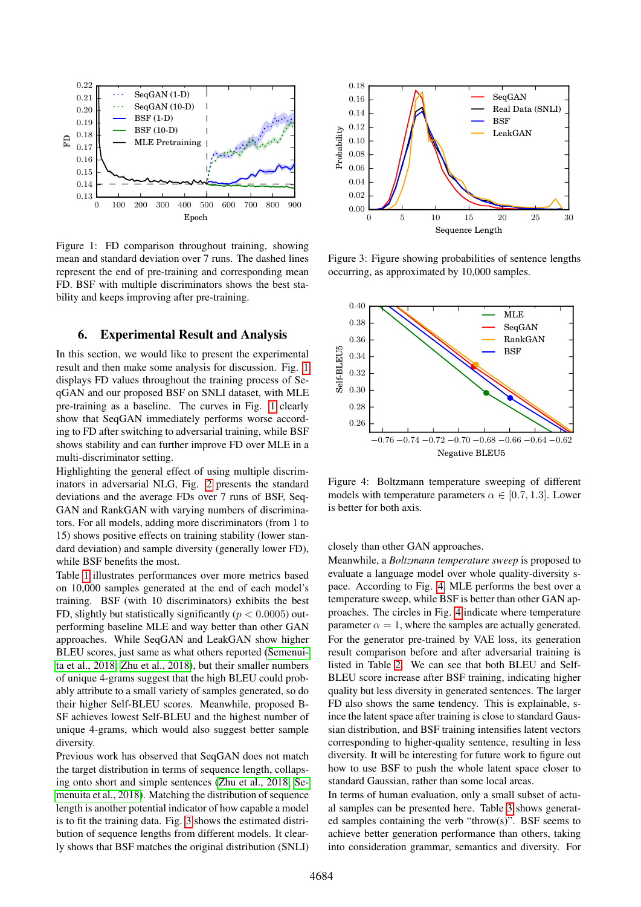Figure 1: FD comparison throughout training, showing mean and standard deviation over 7 runs. The dashed lines represent the end of pre-training and corresponding mean FD. BSF with multiple discriminators shows the best stability and keeps improving after pre-training.

## 6. Experimental Result and Analysis

In this section, we would like to present the experimental result and then make some analysis for discussion. Fig. 1 displays FD values throughout the training process of SeqGAN and our proposed BSF on SNLI dataset, with MLE pre-training as a baseline. The curves in Fig. 1 clearly show that SeqGAN immediately performs worse according to FD after switching to adversarial training, while BSF shows stability and can further improve FD over MLE in a multi-discriminator setting.

Highlighting the general effect of using multiple discriminators in adversarial NLG, Fig. 2 presents the standard deviations and the average FDs over 7 runs of BSF, SeqGAN and RankGAN with varying numbers of discriminators. For all models, adding more discriminators (from 1 to 15) shows positive effects on training stability (lower standard deviation) and sample diversity (generally lower FD), while BSF benefits the most.

Table 1 illustrates performances over more metrics based on 10,000 samples generated at the end of each model's training. BSF (with 10 discriminators) exhibits the best FD, slightly but statistically significantly ($p < 0.0005$) outperforming baseline MLE and way better than other GAN approaches. While SeqGAN and LeakGAN show higher BLEU scores, just same as what others reported (Semeniuta et al., 2018; Zhu et al., 2018), but their smaller numbers of unique 4-grams suggest that the high BLEU could probably attribute to a small variety of samples generated, so do their higher Self-BLEU scores. Meanwhile, proposed BSF achieves lowest Self-BLEU and the highest number of unique 4-grams, which would also suggest better sample diversity.

Previous work has observed that SeqGAN does not match the target distribution in terms of sequence length, collapsing onto short and simple sentences (Zhu et al., 2018; Semenuita et al., 2018). Matching the distribution of sequence length is another potential indicator of how capable a model is to fit the training data. Fig. 3 shows the estimated distribution of sequence lengths from different models. It clearly shows that BSF matches the original distribution (SNLI) closely than other GAN approaches.

Figure 3: Figure showing probabilities of sentence lengths occurring, as approximated by 10,000 samples.

Figure 4: Boltzmann temperature sweeping of different models with temperature parameters $\alpha \in [0.7, 1.3]$. Lower is better for both axis.

Meanwhile, a *Boltzmann temperature sweep* is proposed to evaluate a language model over whole quality-diversity space. According to Fig. 4, MLE performs the best over a temperature sweep, while BSF is better than other GAN approaches. The circles in Fig. 4 indicate where temperature parameter $\alpha = 1$, where the samples are actually generated.

For the generator pre-trained by VAE loss, its generation result comparison before and after adversarial training is listed in Table 2. We can see that both BLEU and Self-BLEU score increase after BSF training, indicating higher quality but less diversity in generated sentences. The larger FD also shows the same tendency. This is explainable, since the latent space after training is close to standard Gaussian distribution, and BSF training intensifies latent vectors corresponding to higher-quality sentence, resulting in less diversity. It will be interesting for future work to figure out how to use BSF to push the whole latent space closer to standard Gaussian, rather than some local areas.

In terms of human evaluation, only a small subset of actual samples can be presented here. Table 3 shows generated samples containing the verb "throw(s)". BSF seems to achieve better generation performance than others, taking into consideration grammar, semantics and diversity. For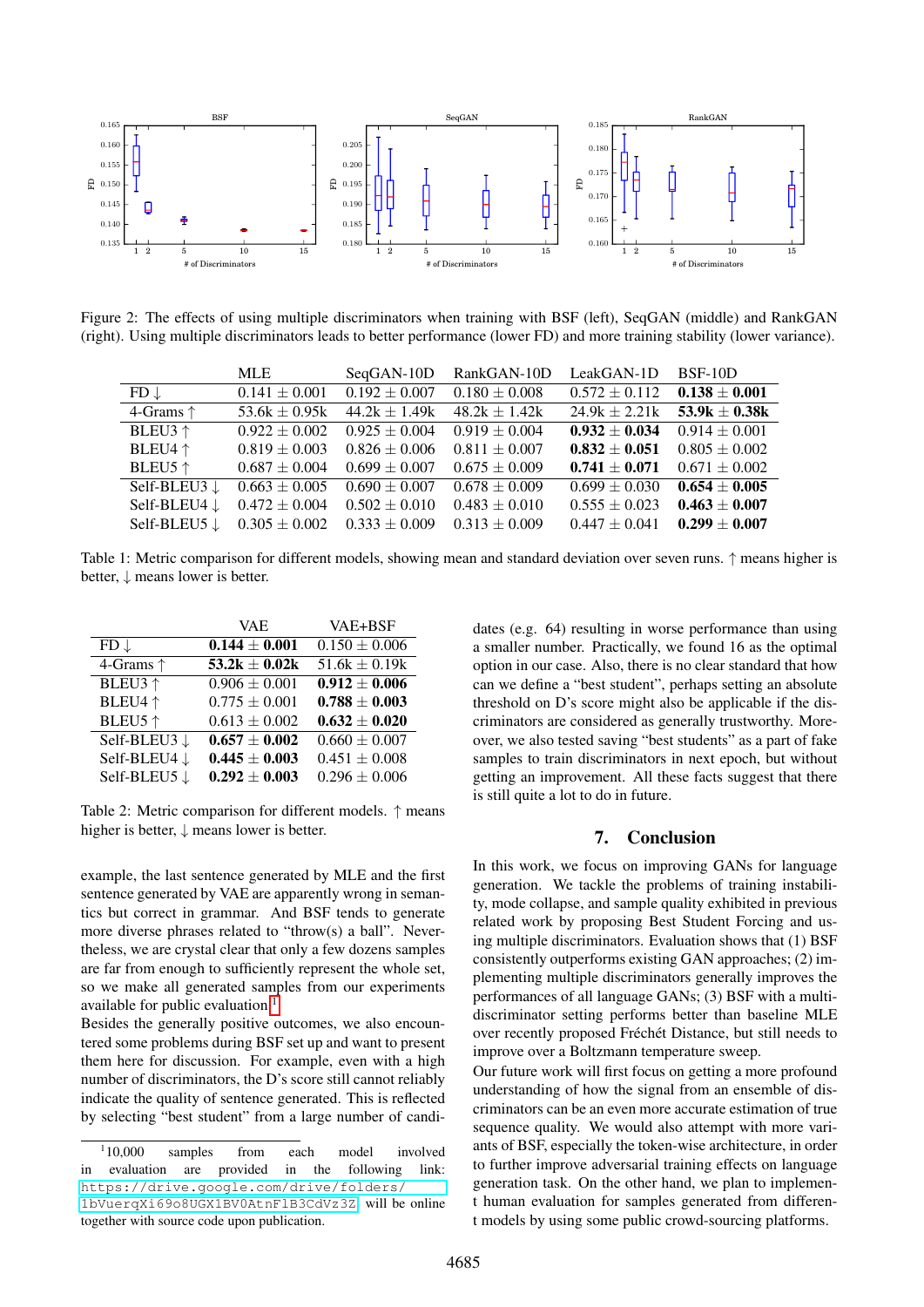Figure 2: The effects of using multiple discriminators when training with BSF (left), SeqGAN (middle) and RankGAN (right). Using multiple discriminators leads to better performance (lower FD) and more training stability (lower variance).

| | MLE | SeqGAN-10D | RankGAN-10D | LeakGAN-1D | BSF-10D |
|---|---|---|---|---|---|
| FD ↓ | 0.141 ± 0.001 | 0.192 ± 0.007 | 0.180 ± 0.008 | 0.572 ± 0.112 | **0.138 ± 0.001** |
| 4-Grams ↑ | 53.6k ± 0.95k | 44.2k ± 1.49k | 48.2k ± 1.42k | 24.9k ± 2.21k | **53.9k ± 0.38k** |
| BLEU3 ↑ | 0.922 ± 0.002 | 0.925 ± 0.004 | 0.919 ± 0.004 | **0.932 ± 0.034** | 0.914 ± 0.001 |
| BLEU4 ↑ | 0.819 ± 0.003 | 0.826 ± 0.006 | 0.811 ± 0.007 | **0.832 ± 0.051** | 0.805 ± 0.002 |
| BLEU5 ↑ | 0.687 ± 0.002 | 0.699 ± 0.007 | 0.675 ± 0.009 | **0.741 ± 0.071** | 0.671 ± 0.002 |
| Self-BLEU3 ↓ | 0.663 ± 0.005 | 0.690 ± 0.007 | 0.678 ± 0.009 | 0.699 ± 0.030 | **0.654 ± 0.005** |
| Self-BLEU4 ↓ | 0.472 ± 0.004 | 0.502 ± 0.010 | 0.483 ± 0.010 | 0.555 ± 0.023 | **0.463 ± 0.007** |
| Self-BLEU5 ↓ | 0.305 ± 0.002 | 0.333 ± 0.009 | 0.313 ± 0.009 | 0.447 ± 0.041 | **0.299 ± 0.007** |

Table 1: Metric comparison for different models, showing mean and standard deviation over seven runs. ↑ means higher is better, ↓ means lower is better.

| | VAE | VAE+BSF |
|---|---|---|
| FD ↓ | **0.144 ± 0.001** | 0.150 ± 0.006 |
| 4-Grams ↑ | **53.2k ± 0.02k** | 51.6k ± 0.19k |
| BLEU3 ↑ | 0.906 ± 0.001 | **0.912 ± 0.006** |
| BLEU4 ↑ | 0.775 ± 0.001 | **0.788 ± 0.003** |
| BLEU5 ↑ | 0.613 ± 0.002 | **0.632 ± 0.020** |
| Self-BLEU3 ↓ | **0.657 ± 0.002** | 0.660 ± 0.007 |
| Self-BLEU4 ↓ | **0.445 ± 0.003** | 0.451 ± 0.008 |
| Self-BLEU5 ↓ | **0.292 ± 0.003** | 0.296 ± 0.006 |

Table 2: Metric comparison for different models. ↑ means higher is better, ↓ means lower is better.

example, the last sentence generated by MLE and the first sentence generated by VAE are apparently wrong in semantics but correct in grammar. And BSF tends to generate more diverse phrases related to "throw(s) a ball". Nevertheless, we are crystal clear that only a few dozens samples are far from enough to sufficiently represent the whole set, so we make all generated samples from our experiments available for public evaluation[1].

Besides the generally positive outcomes, we also encountered some problems during BSF set up and want to present them here for discussion. For example, even with a high number of discriminators, the D's score still cannot reliably indicate the quality of sentence generated. This is reflected by selecting "best student" from a large number of candidates (e.g. 64) resulting in worse performance than using a smaller number. Practically, we found 16 as the optimal option in our case. Also, there is no clear standard that how can we define a "best student", perhaps setting an absolute threshold on D's score might also be applicable if the discriminators are considered as generally trustworthy. Moreover, we also tested saving "best students" as a part of fake samples to train discriminators in next epoch, but without getting an improvement. All these facts suggest that there is still quite a lot to do in future.

[1] 10,000 samples from each model involved in evaluation are provided in the following link: https://drive.google.com/drive/folders/1bVuerqXi69o8UGX1BV0AtnF1B3CdVz3Z will be online together with source code upon publication.

## 7. Conclusion

In this work, we focus on improving GANs for language generation. We tackle the problems of training instability, mode collapse, and sample quality exhibited in previous related work by proposing Best Student Forcing and using multiple discriminators. Evaluation shows that (1) BSF consistently outperforms existing GAN approaches; (2) implementing multiple discriminators generally improves the performances of all language GANs; (3) BSF with a multi-discriminator setting performs better than baseline MLE over recently proposed Fréchét Distance, but still needs to improve over a Boltzmann temperature sweep.

Our future work will first focus on getting a more profound understanding of how the signal from an ensemble of discriminators can be an even more accurate estimation of true sequence quality. We would also attempt with more variants of BSF, especially the token-wise architecture, in order to further improve adversarial training effects on language generation task. On the other hand, we plan to implement human evaluation for samples generated from different models by using some public crowd-sourcing platforms.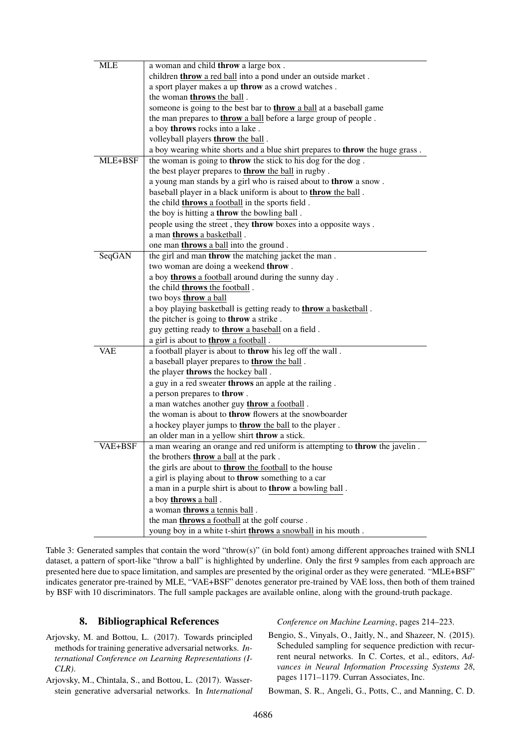| | |
|---|---|
| MLE | a woman and child **throw** a large box . |
| | children **<u>throw</u>** <u>a red ball</u> into a pond under an outside market . |
| | a sport player makes a up **throw** as a crowd watches . |
| | the woman **<u>throws</u>** <u>the ball</u> . |
| | someone is going to the best bar to **<u>throw</u>** <u>a ball</u> at a baseball game |
| | the man prepares to **<u>throw</u>** <u>a ball</u> before a large group of people . |
| | a boy **throws** rocks into a lake . |
| | volleyball players **<u>throw</u>** <u>the ball</u> . |
| | a boy wearing white shorts and a blue shirt prepares to **throw** the huge grass . |
| MLE+BSF | the woman is going to **throw** the stick to his dog for the dog . |
| | the best player prepares to **<u>throw</u>** <u>the ball</u> in rugby . |
| | a young man stands by a girl who is raised about to **throw** a snow . |
| | baseball player in a black uniform is about to **<u>throw</u>** <u>the ball</u> . |
| | the child **<u>throws</u>** <u>a football</u> in the sports field . |
| | the boy is hitting a **<u>throw</u>** <u>the bowling ball</u> . |
| | people using the street , they **throw** boxes into a opposite ways . |
| | a man **<u>throws</u>** <u>a basketball</u> . |
| | one man **<u>throws</u>** <u>a ball</u> into the ground . |
| SeqGAN | the girl and man **throw** the matching jacket the man . |
| | two woman are doing a weekend **throw** . |
| | a boy **<u>throws</u>** <u>a football</u> around during the sunny day . |
| | the child **<u>throws</u>** <u>the football</u> . |
| | two boys **<u>throw</u>** <u>a ball</u> |
| | a boy playing basketball is getting ready to **<u>throw</u>** <u>a basketball</u> . |
| | the pitcher is going to **throw** a strike . |
| | guy getting ready to **<u>throw</u>** <u>a baseball</u> on a field . |
| | a girl is about to **<u>throw</u>** <u>a football</u> . |
| VAE | a football player is about to **throw** his leg off the wall . |
| | a baseball player prepares to **<u>throw</u>** <u>the ball</u> . |
| | the player **<u>throws</u>** <u>the hockey ball</u> . |
| | a guy in a red sweater **throws** an apple at the railing . |
| | a person prepares to **throw** . |
| | a man watches another guy **<u>throw</u>** <u>a football</u> . |
| | the woman is about to **throw** flowers at the snowboarder |
| | a hockey player jumps to **<u>throw</u>** <u>the ball</u> to the player . |
| | an older man in a yellow shirt **throw** a stick. |
| VAE+BSF | a man wearing an orange and red uniform is attempting to **throw** the javelin . |
| | the brothers **<u>throw</u>** <u>a ball</u> at the park . |
| | the girls are about to **<u>throw</u>** <u>the football</u> to the house |
| | a girl is playing about to **throw** something to a car |
| | a man in a purple shirt is about to **<u>throw</u>** <u>a bowling ball</u> . |
| | a boy **<u>throws</u>** <u>a ball</u> . |
| | a woman **<u>throws</u>** <u>a tennis ball</u> . |
| | the man **<u>throws</u>** <u>a football</u> at the golf course . |
| | young boy in a white t-shirt **<u>throws</u>** <u>a snowball</u> in his mouth . |

Table 3: Generated samples that contain the word "throw(s)" (in bold font) among different approaches trained with SNLI dataset, a pattern of sport-like "throw a ball" is highlighted by underline. Only the first 9 samples from each approach are presented here due to space limitation, and samples are presented by the original order as they were generated. "MLE+BSF" indicates generator pre-trained by MLE, "VAE+BSF" denotes generator pre-trained by VAE loss, then both of them trained by BSF with 10 discriminators. The full sample packages are available online, along with the ground-truth package.

## 8. Bibliographical References

Arjovsky, M. and Bottou, L. (2017). Towards principled methods for training generative adversarial networks. *International Conference on Learning Representations (ICLR)*.

Arjovsky, M., Chintala, S., and Bottou, L. (2017). Wasserstein generative adversarial networks. In *International Conference on Machine Learning*, pages 214–223.

Bengio, S., Vinyals, O., Jaitly, N., and Shazeer, N. (2015). Scheduled sampling for sequence prediction with recurrent neural networks. In C. Cortes, et al., editors, *Advances in Neural Information Processing Systems 28*, pages 1171–1179. Curran Associates, Inc.

Bowman, S. R., Angeli, G., Potts, C., and Manning, C. D.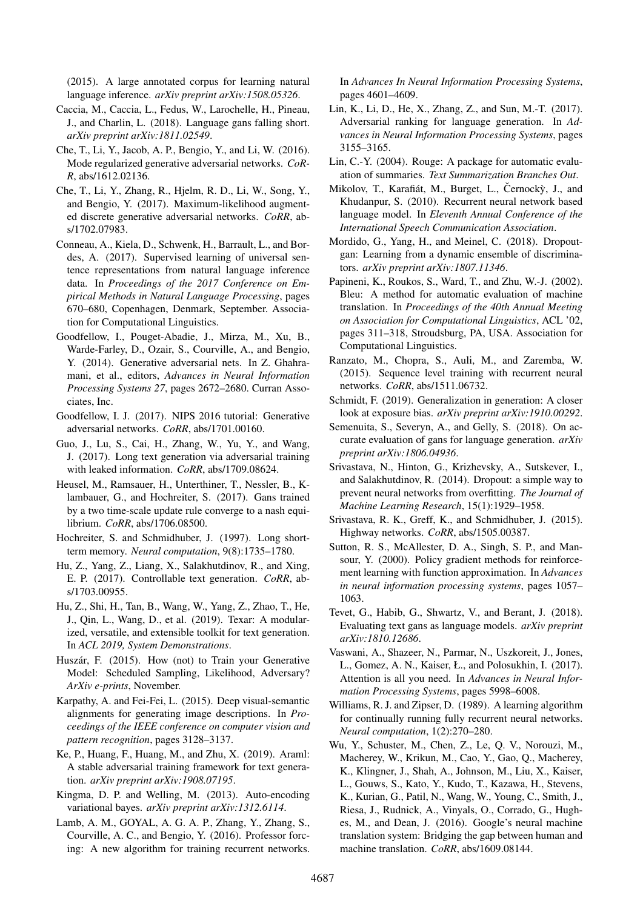(2015). A large annotated corpus for learning natural language inference. *arXiv preprint arXiv:1508.05326*.

Caccia, M., Caccia, L., Fedus, W., Larochelle, H., Pineau, J., and Charlin, L. (2018). Language gans falling short. *arXiv preprint arXiv:1811.02549*.

Che, T., Li, Y., Jacob, A. P., Bengio, Y., and Li, W. (2016). Mode regularized generative adversarial networks. *CoRR*, abs/1612.02136.

Che, T., Li, Y., Zhang, R., Hjelm, R. D., Li, W., Song, Y., and Bengio, Y. (2017). Maximum-likelihood augmented discrete generative adversarial networks. *CoRR*, abs/1702.07983.

Conneau, A., Kiela, D., Schwenk, H., Barrault, L., and Bordes, A. (2017). Supervised learning of universal sentence representations from natural language inference data. In *Proceedings of the 2017 Conference on Empirical Methods in Natural Language Processing*, pages 670–680, Copenhagen, Denmark, September. Association for Computational Linguistics.

Goodfellow, I., Pouget-Abadie, J., Mirza, M., Xu, B., Warde-Farley, D., Ozair, S., Courville, A., and Bengio, Y. (2014). Generative adversarial nets. In Z. Ghahramani, et al., editors, *Advances in Neural Information Processing Systems 27*, pages 2672–2680. Curran Associates, Inc.

Goodfellow, I. J. (2017). NIPS 2016 tutorial: Generative adversarial networks. *CoRR*, abs/1701.00160.

Guo, J., Lu, S., Cai, H., Zhang, W., Yu, Y., and Wang, J. (2017). Long text generation via adversarial training with leaked information. *CoRR*, abs/1709.08624.

Heusel, M., Ramsauer, H., Unterthiner, T., Nessler, B., Klambauer, G., and Hochreiter, S. (2017). Gans trained by a two time-scale update rule converge to a nash equilibrium. *CoRR*, abs/1706.08500.

Hochreiter, S. and Schmidhuber, J. (1997). Long short-term memory. *Neural computation*, 9(8):1735–1780.

Hu, Z., Yang, Z., Liang, X., Salakhutdinov, R., and Xing, E. P. (2017). Controllable text generation. *CoRR*, abs/1703.00955.

Hu, Z., Shi, H., Tan, B., Wang, W., Yang, Z., Zhao, T., He, J., Qin, L., Wang, D., et al. (2019). Texar: A modularized, versatile, and extensible toolkit for text generation. In *ACL 2019, System Demonstrations*.

Huszár, F. (2015). How (not) to Train your Generative Model: Scheduled Sampling, Likelihood, Adversary? *ArXiv e-prints*, November.

Karpathy, A. and Fei-Fei, L. (2015). Deep visual-semantic alignments for generating image descriptions. In *Proceedings of the IEEE conference on computer vision and pattern recognition*, pages 3128–3137.

Ke, P., Huang, F., Huang, M., and Zhu, X. (2019). Araml: A stable adversarial training framework for text generation. *arXiv preprint arXiv:1908.07195*.

Kingma, D. P. and Welling, M. (2013). Auto-encoding variational bayes. *arXiv preprint arXiv:1312.6114*.

Lamb, A. M., GOYAL, A. G. A. P., Zhang, Y., Zhang, S., Courville, A. C., and Bengio, Y. (2016). Professor forcing: A new algorithm for training recurrent networks. In *Advances In Neural Information Processing Systems*, pages 4601–4609.

Lin, K., Li, D., He, X., Zhang, Z., and Sun, M.-T. (2017). Adversarial ranking for language generation. In *Advances in Neural Information Processing Systems*, pages 3155–3165.

Lin, C.-Y. (2004). Rouge: A package for automatic evaluation of summaries. *Text Summarization Branches Out*.

Mikolov, T., Karafiát, M., Burget, L., Černockỳ, J., and Khudanpur, S. (2010). Recurrent neural network based language model. In *Eleventh Annual Conference of the International Speech Communication Association*.

Mordido, G., Yang, H., and Meinel, C. (2018). Dropout-gan: Learning from a dynamic ensemble of discriminators. *arXiv preprint arXiv:1807.11346*.

Papineni, K., Roukos, S., Ward, T., and Zhu, W.-J. (2002). Bleu: A method for automatic evaluation of machine translation. In *Proceedings of the 40th Annual Meeting on Association for Computational Linguistics*, ACL '02, pages 311–318, Stroudsburg, PA, USA. Association for Computational Linguistics.

Ranzato, M., Chopra, S., Auli, M., and Zaremba, W. (2015). Sequence level training with recurrent neural networks. *CoRR*, abs/1511.06732.

Schmidt, F. (2019). Generalization in generation: A closer look at exposure bias. *arXiv preprint arXiv:1910.00292*.

Semenuita, S., Severyn, A., and Gelly, S. (2018). On accurate evaluation of gans for language generation. *arXiv preprint arXiv:1806.04936*.

Srivastava, N., Hinton, G., Krizhevsky, A., Sutskever, I., and Salakhutdinov, R. (2014). Dropout: a simple way to prevent neural networks from overfitting. *The Journal of Machine Learning Research*, 15(1):1929–1958.

Srivastava, R. K., Greff, K., and Schmidhuber, J. (2015). Highway networks. *CoRR*, abs/1505.00387.

Sutton, R. S., McAllester, D. A., Singh, S. P., and Mansour, Y. (2000). Policy gradient methods for reinforcement learning with function approximation. In *Advances in neural information processing systems*, pages 1057–1063.

Tevet, G., Habib, G., Shwartz, V., and Berant, J. (2018). Evaluating text gans as language models. *arXiv preprint arXiv:1810.12686*.

Vaswani, A., Shazeer, N., Parmar, N., Uszkoreit, J., Jones, L., Gomez, A. N., Kaiser, Ł., and Polosukhin, I. (2017). Attention is all you need. In *Advances in Neural Information Processing Systems*, pages 5998–6008.

Williams, R. J. and Zipser, D. (1989). A learning algorithm for continually running fully recurrent neural networks. *Neural computation*, 1(2):270–280.

Wu, Y., Schuster, M., Chen, Z., Le, Q. V., Norouzi, M., Macherey, W., Krikun, M., Cao, Y., Gao, Q., Macherey, K., Klingner, J., Shah, A., Johnson, M., Liu, X., Kaiser, L., Gouws, S., Kato, Y., Kudo, T., Kazawa, H., Stevens, K., Kurian, G., Patil, N., Wang, W., Young, C., Smith, J., Riesa, J., Rudnick, A., Vinyals, O., Corrado, G., Hughes, M., and Dean, J. (2016). Google's neural machine translation system: Bridging the gap between human and machine translation. *CoRR*, abs/1609.08144.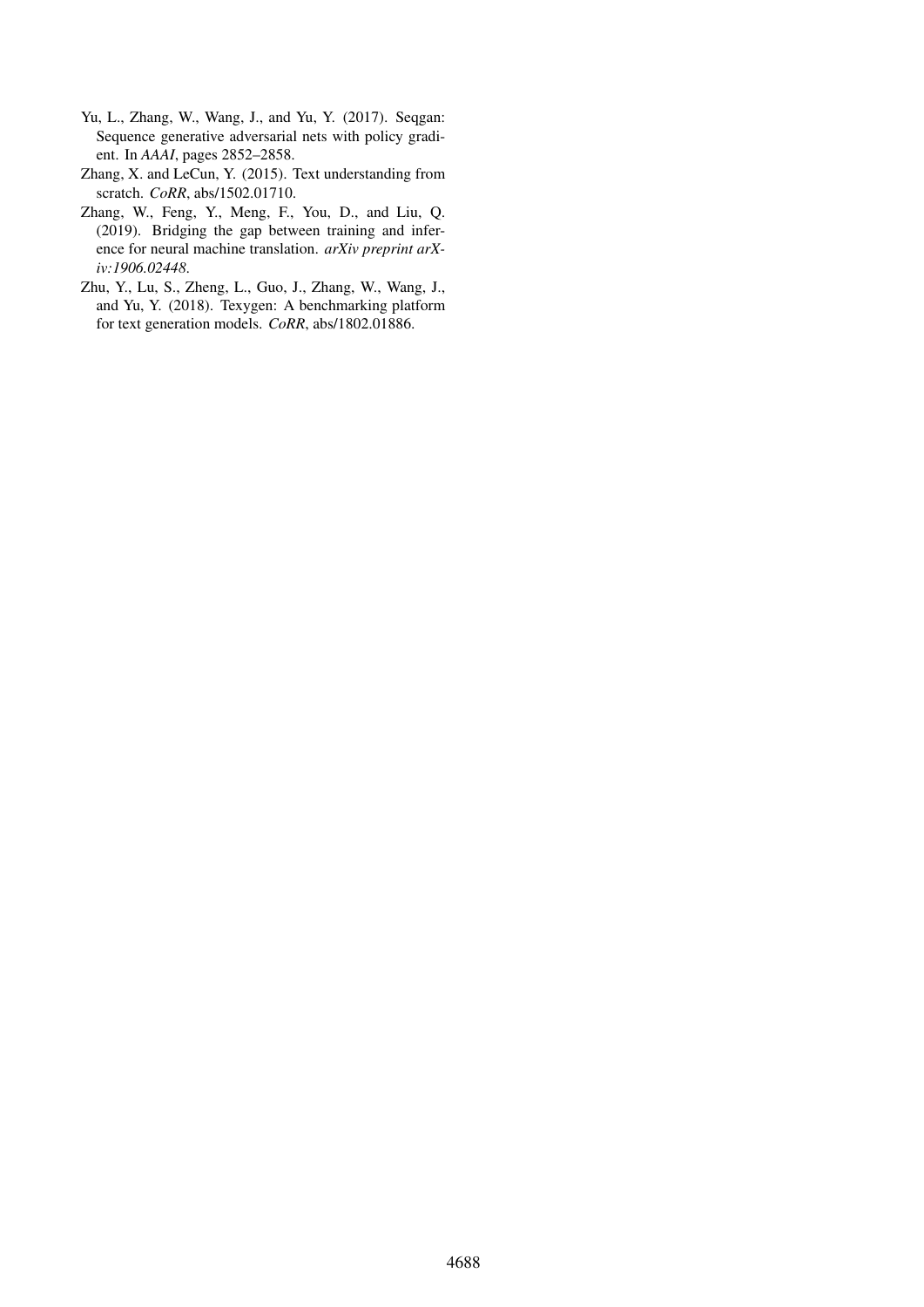Yu, L., Zhang, W., Wang, J., and Yu, Y. (2017). Seqgan: Sequence generative adversarial nets with policy gradient. In *AAAI*, pages 2852–2858.

Zhang, X. and LeCun, Y. (2015). Text understanding from scratch. *CoRR*, abs/1502.01710.

Zhang, W., Feng, Y., Meng, F., You, D., and Liu, Q. (2019). Bridging the gap between training and inference for neural machine translation. *arXiv preprint arXiv:1906.02448*.

Zhu, Y., Lu, S., Zheng, L., Guo, J., Zhang, W., Wang, J., and Yu, Y. (2018). Texygen: A benchmarking platform for text generation models. *CoRR*, abs/1802.01886.